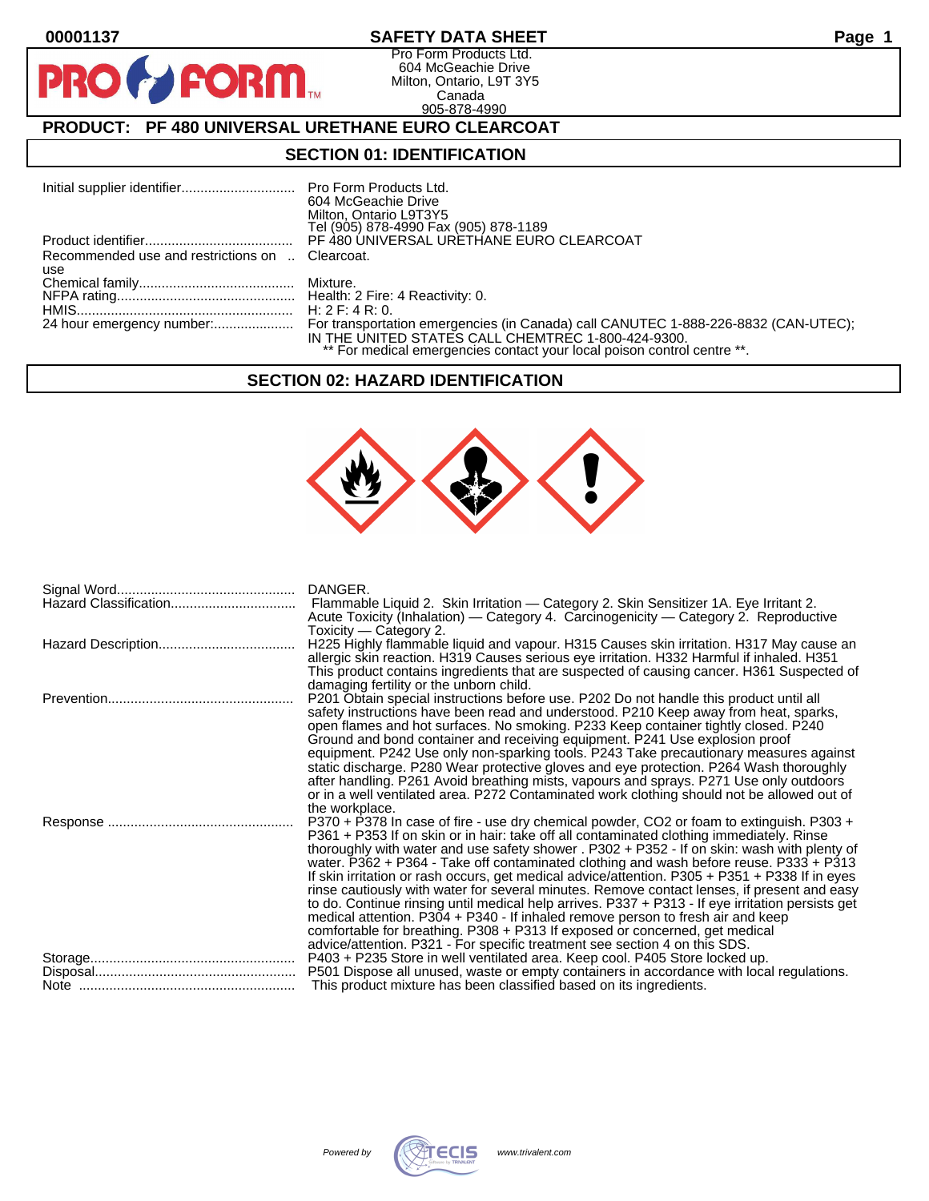00001137

# SAFETY DATA SHEET

Pro Form Products Ltd.
604 McGeachie Drive
Milton, Ontario, L9T 3Y5
Canada
905-878-4990

## PRODUCT: PF 480 UNIVERSAL URETHANE EURO CLEARCOAT

## SECTION 01: IDENTIFICATION

| | |
|---|---|
| Initial supplier identifier | Pro Form Products Ltd.<br>604 McGeachie Drive<br>Milton, Ontario L9T3Y5<br>Tel (905) 878-4990 Fax (905) 878-1189 |
| Product identifier | PF 480 UNIVERSAL URETHANE EURO CLEARCOAT |
| Recommended use and restrictions on use | Clearcoat. |
| Chemical family | Mixture. |
| NFPA rating | Health: 2 Fire: 4 Reactivity: 0. |
| HMIS | H: 2 F: 4 R: 0. |
| 24 hour emergency number: | For transportation emergencies (in Canada) call CANUTEC 1-888-226-8832 (CAN-UTEC); IN THE UNITED STATES CALL CHEMTREC 1-800-424-9300.<br>** For medical emergencies contact your local poison control centre **. |

## SECTION 02: HAZARD IDENTIFICATION

| | |
|---|---|
| Signal Word | DANGER. |
| Hazard Classification | Flammable Liquid 2. Skin Irritation — Category 2. Skin Sensitizer 1A. Eye Irritant 2. Acute Toxicity (Inhalation) — Category 4. Carcinogenicity — Category 2. Reproductive Toxicity — Category 2. |
| Hazard Description | H225 Highly flammable liquid and vapour. H315 Causes skin irritation. H317 May cause an allergic skin reaction. H319 Causes serious eye irritation. H332 Harmful if inhaled. H351 This product contains ingredients that are suspected of causing cancer. H361 Suspected of damaging fertility or the unborn child. |
| Prevention | P201 Obtain special instructions before use. P202 Do not handle this product until all safety instructions have been read and understood. P210 Keep away from heat, sparks, open flames and hot surfaces. No smoking. P233 Keep container tightly closed. P240 Ground and bond container and receiving equipment. P241 Use explosion proof equipment. P242 Use only non-sparking tools. P243 Take precautionary measures against static discharge. P280 Wear protective gloves and eye protection. P264 Wash thoroughly after handling. P261 Avoid breathing mists, vapours and sprays. P271 Use only outdoors or in a well ventilated area. P272 Contaminated work clothing should not be allowed out of the workplace. |
| Response | P370 + P378 In case of fire - use dry chemical powder, CO2 or foam to extinguish. P303 + P361 + P353 If on skin or in hair: take off all contaminated clothing immediately. Rinse thoroughly with water and use safety shower . P302 + P352 - If on skin: wash with plenty of water. P362 + P364 - Take off contaminated clothing and wash before reuse. P333 + P313 If skin irritation or rash occurs, get medical advice/attention. P305 + P351 + P338 If in eyes rinse cautiously with water for several minutes. Remove contact lenses, if present and easy to do. Continue rinsing until medical help arrives. P337 + P313 - If eye irritation persists get medical attention. P304 + P340 - If inhaled remove person to fresh air and keep comfortable for breathing. P308 + P313 If exposed or concerned, get medical advice/attention. P321 - For specific treatment see section 4 on this SDS. |
| Storage | P403 + P235 Store in well ventilated area. Keep cool. P405 Store locked up. |
| Disposal | P501 Dispose all unused, waste or empty containers in accordance with local regulations. |
| Note | This product mixture has been classified based on its ingredients. |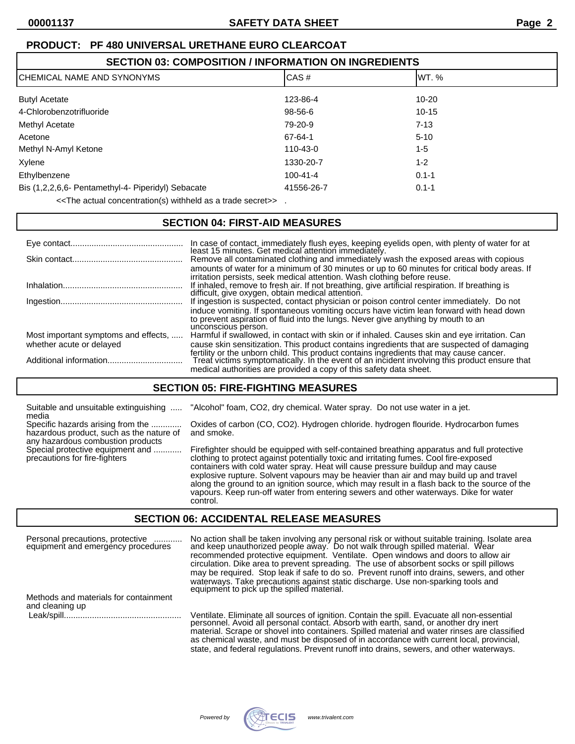**PRODUCT: PF 480 UNIVERSAL URETHANE EURO CLEARCOAT**

## SECTION 03: COMPOSITION / INFORMATION ON INGREDIENTS

| CHEMICAL NAME AND SYNONYMS | CAS # | WT. % |
|---|---|---|
| Butyl Acetate | 123-86-4 | 10-20 |
| 4-Chlorobenzotrifluoride | 98-56-6 | 10-15 |
| Methyl Acetate | 79-20-9 | 7-13 |
| Acetone | 67-64-1 | 5-10 |
| Methyl N-Amyl Ketone | 110-43-0 | 1-5 |
| Xylene | 1330-20-7 | 1-2 |
| Ethylbenzene | 100-41-4 | 0.1-1 |
| Bis (1,2,2,6,6- Pentamethyl-4- Piperidyl) Sebacate | 41556-26-7 | 0.1-1 |

<<The actual concentration(s) withheld as a trade secret>> .

## SECTION 04: FIRST-AID MEASURES

**Eye contact:** In case of contact, immediately flush eyes, keeping eyelids open, with plenty of water for at least 15 minutes. Get medical attention immediately.

**Skin contact:** Remove all contaminated clothing and immediately wash the exposed areas with copious amounts of water for a minimum of 30 minutes or up to 60 minutes for critical body areas. If irritation persists, seek medical attention. Wash clothing before reuse.

**Inhalation:** If inhaled, remove to fresh air. If not breathing, give artificial respiration. If breathing is difficult, give oxygen, obtain medical attention.

**Ingestion:** If ingestion is suspected, contact physician or poison control center immediately. Do not induce vomiting. If spontaneous vomiting occurs have victim lean forward with head down to prevent aspiration of fluid into the lungs. Never give anything by mouth to an unconscious person.

**Most important symptoms and effects, whether acute or delayed:** Harmful if swallowed, in contact with skin or if inhaled. Causes skin and eye irritation. Can cause skin sensitization. This product contains ingredients that are suspected of damaging fertility or the unborn child. This product contains ingredients that may cause cancer.

**Additional information:** Treat victims symptomatically. In the event of an incident involving this product ensure that medical authorities are provided a copy of this safety data sheet.

## SECTION 05: FIRE-FIGHTING MEASURES

**Suitable and unsuitable extinguishing media:** "Alcohol" foam, $CO_2$, dry chemical. Water spray. Do not use water in a jet.

**Specific hazards arising from the hazardous product, such as the nature of any hazardous combustion products:** Oxides of carbon (CO, $CO_2$). Hydrogen chloride. hydrogen flouride. Hydrocarbon fumes and smoke.

**Special protective equipment and precautions for fire-fighters:** Firefighter should be equipped with self-contained breathing apparatus and full protective clothing to protect against potentially toxic and irritating fumes. Cool fire-exposed containers with cold water spray. Heat will cause pressure buildup and may cause explosive rupture. Solvent vapours may be heavier than air and may build up and travel along the ground to an ignition source, which may result in a flash back to the source of the vapours. Keep run-off water from entering sewers and other waterways. Dike for water control.

## SECTION 06: ACCIDENTAL RELEASE MEASURES

**Personal precautions, protective equipment and emergency procedures:** No action shall be taken involving any personal risk or without suitable training. Isolate area and keep unauthorized people away. Do not walk through spilled material. Wear recommended protective equipment. Ventilate. Open windows and doors to allow air circulation. Dike area to prevent spreading. The use of absorbent socks or spill pillows may be required. Stop leak if safe to do so. Prevent runoff into drains, sewers, and other waterways. Take precautions against static discharge. Use non-sparking tools and equipment to pick up the spilled material.

**Methods and materials for containment and cleaning up**

**Leak/spill:** Ventilate. Eliminate all sources of ignition. Contain the spill. Evacuate all non-essential personnel. Avoid all personal contact. Absorb with earth, sand, or another dry inert material. Scrape or shovel into containers. Spilled material and water rinses are classified as chemical waste, and must be disposed of in accordance with current local, provincial, state, and federal regulations. Prevent runoff into drains, sewers, and other waterways.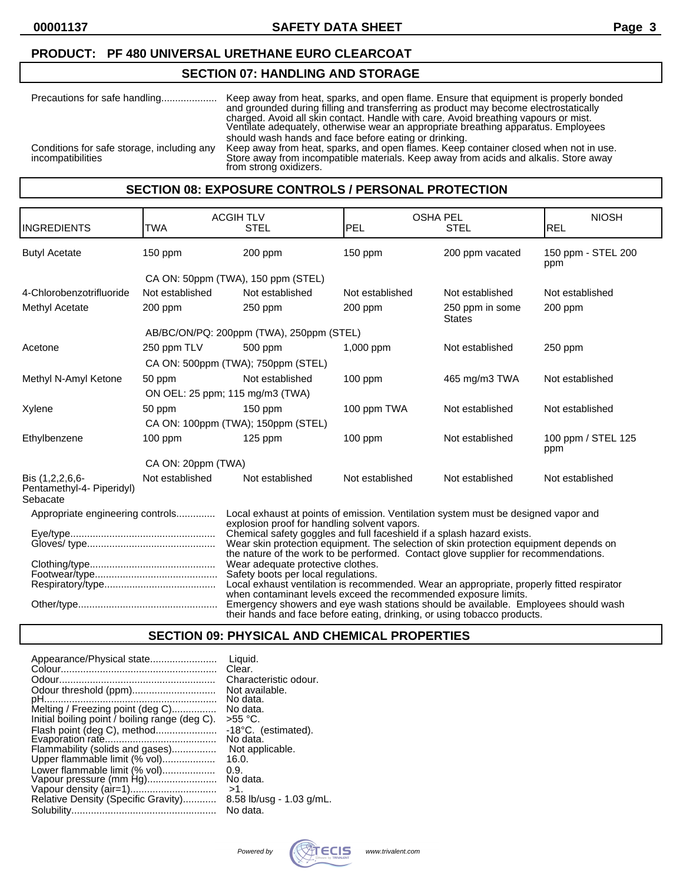**PRODUCT: PF 480 UNIVERSAL URETHANE EURO CLEARCOAT**

## SECTION 07: HANDLING AND STORAGE

| | |
|---|---|
| Precautions for safe handling | Keep away from heat, sparks, and open flame. Ensure that equipment is properly bonded and grounded during filling and transferring as product may become electrostatically charged. Avoid all skin contact. Handle with care. Avoid breathing vapours or mist. Ventilate adequately, otherwise wear an appropriate breathing apparatus. Employees should wash hands and face before eating or drinking. |
| Conditions for safe storage, including any incompatibilities | Keep away from heat, sparks, and open flames. Keep container closed when not in use. Store away from incompatible materials. Keep away from acids and alkalis. Store away from strong oxidizers. |

## SECTION 08: EXPOSURE CONTROLS / PERSONAL PROTECTION

| | ACGIH TLV | | OSHA PEL | | NIOSH |
|---|---|---|---|---|---|
| INGREDIENTS | TWA | STEL | PEL | STEL | REL |
| Butyl Acetate | 150 ppm | 200 ppm | 150 ppm | 200 ppm vacated | 150 ppm - STEL 200 ppm |
| | CA ON: 50ppm (TWA), 150 ppm (STEL) | | | | |
| 4-Chlorobenzotrifluoride | Not established | Not established | Not established | Not established | Not established |
| Methyl Acetate | 200 ppm | 250 ppm | 200 ppm | 250 ppm in some States | 200 ppm |
| | AB/BC/ON/PQ: 200ppm (TWA), 250ppm (STEL) | | | | |
| Acetone | 250 ppm TLV | 500 ppm | 1,000 ppm | Not established | 250 ppm |
| | CA ON: 500ppm (TWA); 750ppm (STEL) | | | | |
| Methyl N-Amyl Ketone | 50 ppm | Not established | 100 ppm | 465 mg/m3 TWA | Not established |
| | ON OEL: 25 ppm; 115 mg/m3 (TWA) | | | | |
| Xylene | 50 ppm | 150 ppm | 100 ppm TWA | Not established | Not established |
| | CA ON: 100ppm (TWA); 150ppm (STEL) | | | | |
| Ethylbenzene | 100 ppm | 125 ppm | 100 ppm | Not established | 100 ppm / STEL 125 ppm |
| | CA ON: 20ppm (TWA) | | | | |
| Bis (1,2,2,6,6-Pentamethyl-4- Piperidyl) Sebacate | Not established | Not established | Not established | Not established | Not established |

| | |
|---|---|
| Appropriate engineering controls | Local exhaust at points of emission. Ventilation system must be designed vapor and explosion proof for handling solvent vapors. |
| Eye/type | Chemical safety goggles and full faceshield if a splash hazard exists. |
| Gloves/ type | Wear skin protection equipment. The selection of skin protection equipment depends on the nature of the work to be performed. Contact glove supplier for recommendations. |
| Clothing/type | Wear adequate protective clothes. |
| Footwear/type | Safety boots per local regulations. |
| Respiratory/type | Local exhaust ventilation is recommended. Wear an appropriate, properly fitted respirator when contaminant levels exceed the recommended exposure limits. |
| Other/type | Emergency showers and eye wash stations should be available. Employees should wash their hands and face before eating, drinking, or using tobacco products. |

## SECTION 09: PHYSICAL AND CHEMICAL PROPERTIES

| | |
|---|---|
| Appearance/Physical state | Liquid. |
| Colour | Clear. |
| Odour | Characteristic odour. |
| Odour threshold (ppm) | Not available. |
| pH | No data. |
| Melting / Freezing point (deg C) | No data. |
| Initial boiling point / boiling range (deg C). | >55 °C. |
| Flash point (deg C), method | -18°C. (estimated). |
| Evaporation rate | No data. |
| Flammability (solids and gases) | Not applicable. |
| Upper flammable limit (% vol) | 16.0. |
| Lower flammable limit (% vol) | 0.9. |
| Vapour pressure (mm Hg) | No data. |
| Vapour density (air=1) | >1. |
| Relative Density (Specific Gravity) | 8.58 lb/usg - 1.03 g/mL. |
| Solubility | No data. |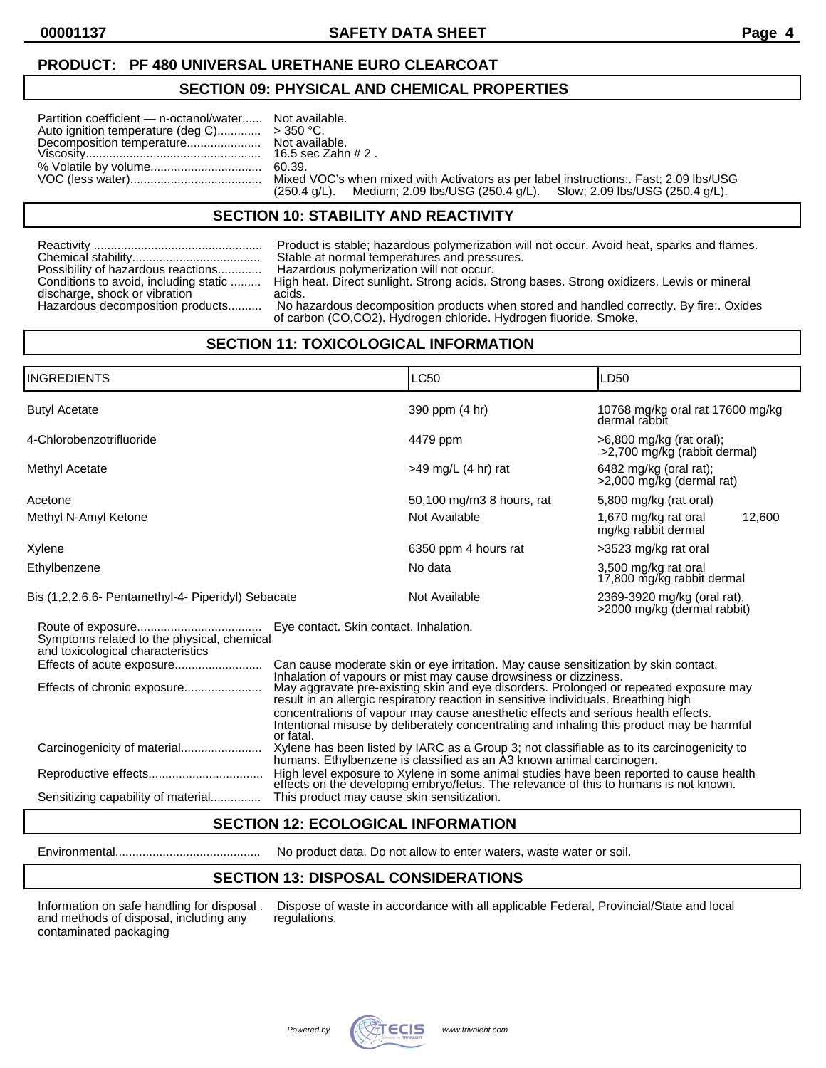## PRODUCT: PF 480 UNIVERSAL URETHANE EURO CLEARCOAT

## SECTION 09: PHYSICAL AND CHEMICAL PROPERTIES

| | |
|---|---|
| Partition coefficient — n-octanol/water...... | Not available. |
| Auto ignition temperature (deg C)............. | > 350 °C. |
| Decomposition temperature...................... | Not available. |
| Viscosity.................................................... | 16.5 sec Zahn # 2 . |
| % Volatile by volume................................ | 60.39. |
| VOC (less water)....................................... | Mixed VOC's when mixed with Activators as per label instructions:. Fast; 2.09 lbs/USG (250.4 g/L). Medium; 2.09 lbs/USG (250.4 g/L). Slow; 2.09 lbs/USG (250.4 g/L). |

## SECTION 10: STABILITY AND REACTIVITY

| | |
|---|---|
| Reactivity .................................................. | Product is stable; hazardous polymerization will not occur. Avoid heat, sparks and flames. |
| Chemical stability...................................... | Stable at normal temperatures and pressures. |
| Possibility of hazardous reactions............. | Hazardous polymerization will not occur. |
| Conditions to avoid, including static ......... discharge, shock or vibration | High heat. Direct sunlight. Strong acids. Strong bases. Strong oxidizers. Lewis or mineral acids. |
| Hazardous decomposition products.......... | No hazardous decomposition products when stored and handled correctly. By fire:. Oxides of carbon (CO,CO2). Hydrogen chloride. Hydrogen fluoride. Smoke. |

## SECTION 11: TOXICOLOGICAL INFORMATION

| INGREDIENTS | LC50 | LD50 |
|---|---|---|
| Butyl Acetate | 390 ppm (4 hr) | 10768 mg/kg oral rat 17600 mg/kg dermal rabbit |
| 4-Chlorobenzotrifluoride | 4479 ppm | >6,800 mg/kg (rat oral); >2,700 mg/kg (rabbit dermal) |
| Methyl Acetate | >49 mg/L (4 hr) rat | 6482 mg/kg (oral rat); >2,000 mg/kg (dermal rat) |
| Acetone | 50,100 mg/m3 8 hours, rat | 5,800 mg/kg (rat oral) |
| Methyl N-Amyl Ketone | Not Available | 1,670 mg/kg rat oral 12,600 mg/kg rabbit dermal |
| Xylene | 6350 ppm 4 hours rat | >3523 mg/kg rat oral |
| Ethylbenzene | No data | 3,500 mg/kg rat oral 17,800 mg/kg rabbit dermal |
| Bis (1,2,2,6,6- Pentamethyl-4- Piperidyl) Sebacate | Not Available | 2369-3920 mg/kg (oral rat), >2000 mg/kg (dermal rabbit) |

| | |
|---|---|
| Route of exposure..................................... | Eye contact. Skin contact. Inhalation. |
| Symptoms related to the physical, chemical and toxicological characteristics | |
| Effects of acute exposure.......................... | Can cause moderate skin or eye irritation. May cause sensitization by skin contact. Inhalation of vapours or mist may cause drowsiness or dizziness. |
| Effects of chronic exposure....................... | May aggravate pre-existing skin and eye disorders. Prolonged or repeated exposure may result in an allergic respiratory reaction in sensitive individuals. Breathing high concentrations of vapour may cause anesthetic effects and serious health effects. Intentional misuse by deliberately concentrating and inhaling this product may be harmful or fatal. |
| Carcinogenicity of material........................ | Xylene has been listed by IARC as a Group 3; not classifiable as to its carcinogenicity to humans. Ethylbenzene is classified as an A3 known animal carcinogen. |
| Reproductive effects................................. | High level exposure to Xylene in some animal studies have been reported to cause health effects on the developing embryo/fetus. The relevance of this to humans is not known. |
| Sensitizing capability of material............... | This product may cause skin sensitization. |

## SECTION 12: ECOLOGICAL INFORMATION

| | |
|---|---|
| Environmental........................................... | No product data. Do not allow to enter waters, waste water or soil. |

## SECTION 13: DISPOSAL CONSIDERATIONS

| | |
|---|---|
| Information on safe handling for disposal . and methods of disposal, including any contaminated packaging | Dispose of waste in accordance with all applicable Federal, Provincial/State and local regulations. |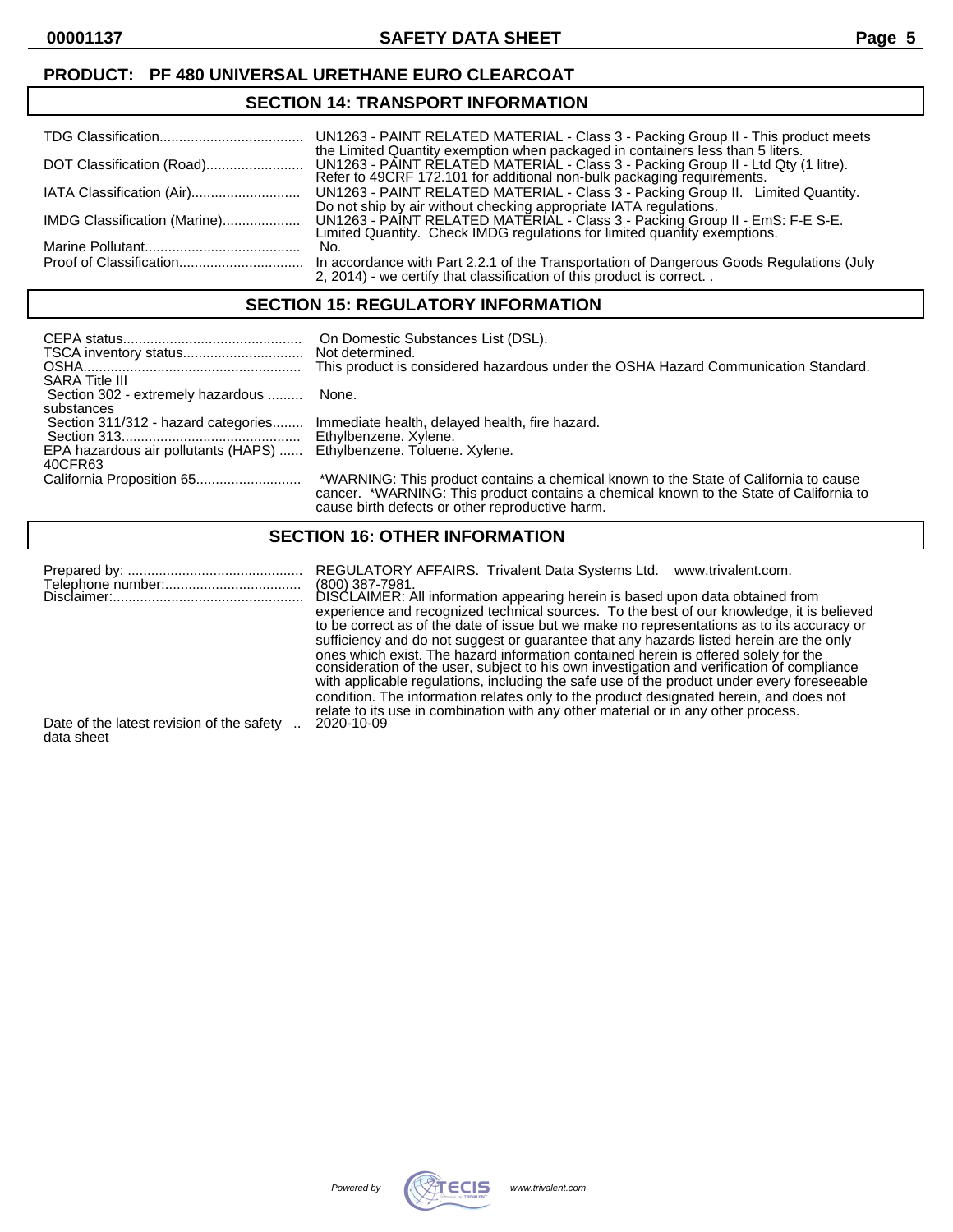**PRODUCT: PF 480 UNIVERSAL URETHANE EURO CLEARCOAT**

## SECTION 14: TRANSPORT INFORMATION

| | |
|---|---|
| TDG Classification.................................... | UN1263 - PAINT RELATED MATERIAL - Class 3 - Packing Group II - This product meets the Limited Quantity exemption when packaged in containers less than 5 liters. |
| DOT Classification (Road)......................... | UN1263 - PAINT RELATED MATERIAL - Class 3 - Packing Group II - Ltd Qty (1 litre). Refer to 49CRF 172.101 for additional non-bulk packaging requirements. |
| IATA Classification (Air)............................ | UN1263 - PAINT RELATED MATERIAL - Class 3 - Packing Group II. Limited Quantity. Do not ship by air without checking appropriate IATA regulations. |
| IMDG Classification (Marine).................... | UN1263 - PAINT RELATED MATERIAL - Class 3 - Packing Group II - EmS: F-E S-E. Limited Quantity. Check IMDG regulations for limited quantity exemptions. |
| Marine Pollutant........................................ | No. |
| Proof of Classification................................ | In accordance with Part 2.2.1 of the Transportation of Dangerous Goods Regulations (July 2, 2014) - we certify that classification of this product is correct. . |

## SECTION 15: REGULATORY INFORMATION

| | |
|---|---|
| CEPA status.............................................. | On Domestic Substances List (DSL). |
| TSCA inventory status............................... | Not determined. |
| OSHA........................................................ | This product is considered hazardous under the OSHA Hazard Communication Standard. |
| SARA Title III | |
| Section 302 - extremely hazardous ......... substances | None. |
| Section 311/312 - hazard categories........ | Immediate health, delayed health, fire hazard. |
| Section 313............................................. | Ethylbenzene. Xylene. |
| EPA hazardous air pollutants (HAPS) ...... 40CFR63 | Ethylbenzene. Toluene. Xylene. |
| California Proposition 65........................... | *WARNING: This product contains a chemical known to the State of California to cause cancer. *WARNING: This product contains a chemical known to the State of California to cause birth defects or other reproductive harm. |

## SECTION 16: OTHER INFORMATION

| | |
|---|---|
| Prepared by: ............................................. | REGULATORY AFFAIRS. Trivalent Data Systems Ltd. www.trivalent.com. |
| Telephone number:................................... | (800) 387-7981. |
| Disclaimer:................................................. | DISCLAIMER: All information appearing herein is based upon data obtained from experience and recognized technical sources. To the best of our knowledge, it is believed to be correct as of the date of issue but we make no representations as to its accuracy or sufficiency and do not suggest or guarantee that any hazards listed herein are the only ones which exist. The hazard information contained herein is offered solely for the consideration of the user, subject to his own investigation and verification of compliance with applicable regulations, including the safe use of the product under every foreseeable condition. The information relates only to the product designated herein, and does not relate to its use in combination with any other material or in any other process. |
| Date of the latest revision of the safety .. data sheet | 2020-10-09 |